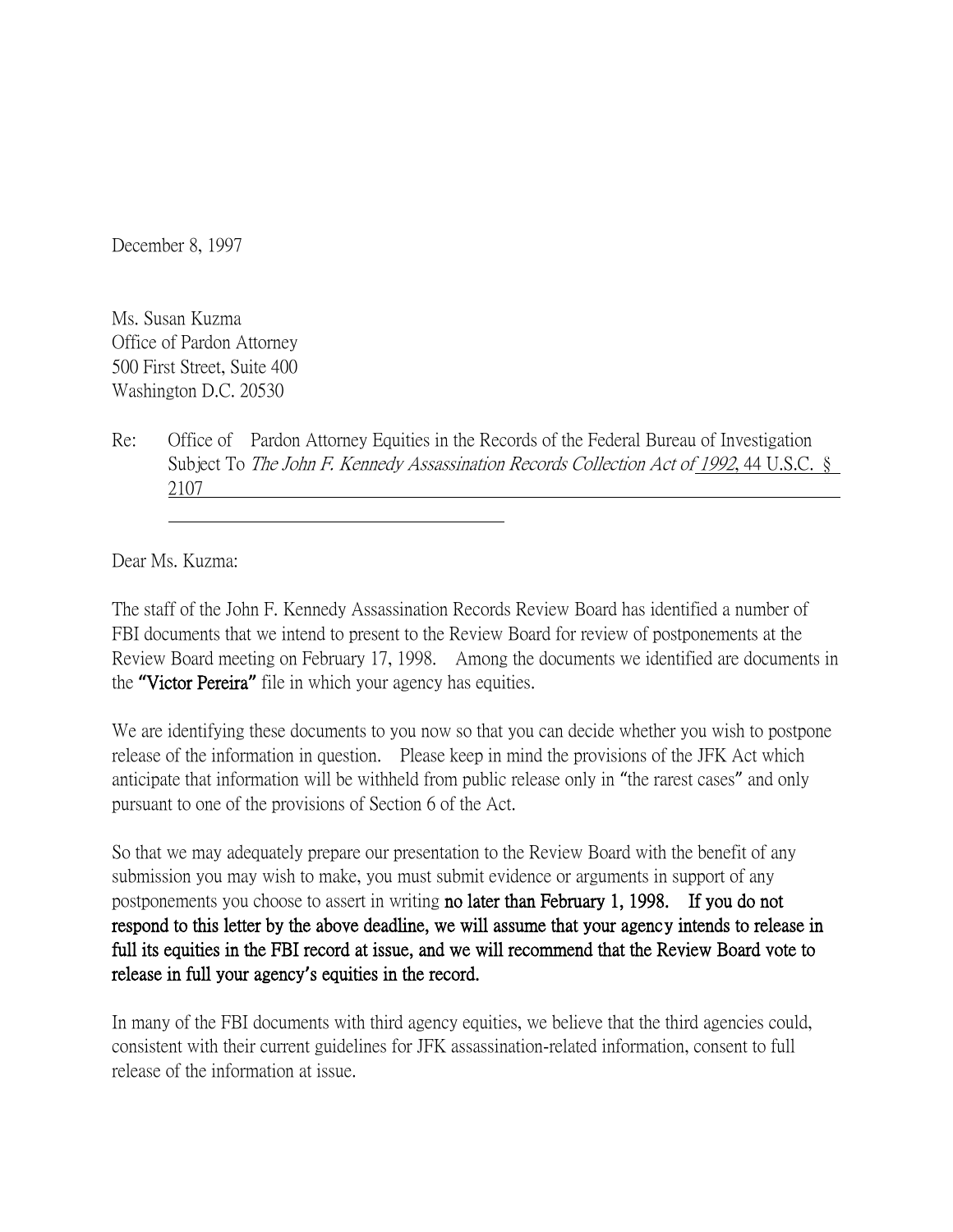December 8, 1997

Ms. Susan Kuzma
Office of Pardon Attorney
500 First Street, Suite 400
Washington D.C. 20530

Re: Office of Pardon Attorney Equities in the Records of the Federal Bureau of Investigation Subject To *The John F. Kennedy Assassination Records Collection Act of 1992*, 44 U.S.C. § 2107

Dear Ms. Kuzma:

The staff of the John F. Kennedy Assassination Records Review Board has identified a number of FBI documents that we intend to present to the Review Board for review of postponements at the Review Board meeting on February 17, 1998. Among the documents we identified are documents in the **"Victor Pereira"** file in which your agency has equities.

We are identifying these documents to you now so that you can decide whether you wish to postpone release of the information in question. Please keep in mind the provisions of the JFK Act which anticipate that information will be withheld from public release only in "the rarest cases" and only pursuant to one of the provisions of Section 6 of the Act.

So that we may adequately prepare our presentation to the Review Board with the benefit of any submission you may wish to make, you must submit evidence or arguments in support of any postponements you choose to assert in writing **no later than February 1, 1998. If you do not respond to this letter by the above deadline, we will assume that your agency intends to release in full its equities in the FBI record at issue, and we will recommend that the Review Board vote to release in full your agency's equities in the record.**

In many of the FBI documents with third agency equities, we believe that the third agencies could, consistent with their current guidelines for JFK assassination-related information, consent to full release of the information at issue.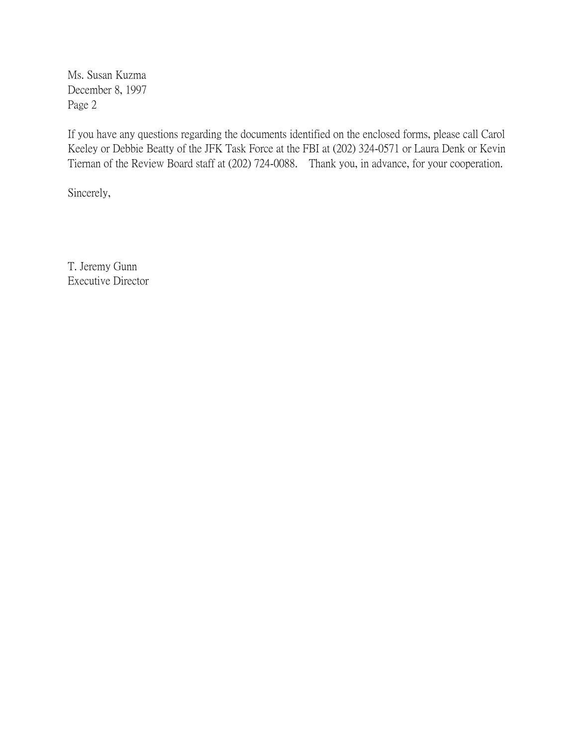Ms. Susan Kuzma
December 8, 1997
Page 2

If you have any questions regarding the documents identified on the enclosed forms, please call Carol Keeley or Debbie Beatty of the JFK Task Force at the FBI at (202) 324-0571 or Laura Denk or Kevin Tiernan of the Review Board staff at (202) 724-0088. Thank you, in advance, for your cooperation.

Sincerely,

T. Jeremy Gunn
Executive Director